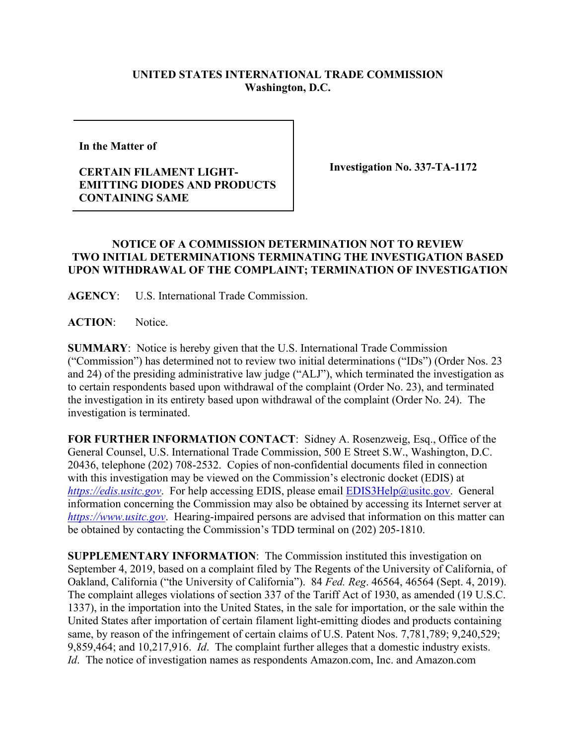**UNITED STATES INTERNATIONAL TRADE COMMISSION**
**Washington, D.C.**

| **In the Matter of**<br><br>**CERTAIN FILAMENT LIGHT-EMITTING DIODES AND PRODUCTS CONTAINING SAME** | **Investigation No. 337-TA-1172** |
|---|---|

**NOTICE OF A COMMISSION DETERMINATION NOT TO REVIEW TWO INITIAL DETERMINATIONS TERMINATING THE INVESTIGATION BASED UPON WITHDRAWAL OF THE COMPLAINT; TERMINATION OF INVESTIGATION**

**AGENCY**: U.S. International Trade Commission.

**ACTION**: Notice.

**SUMMARY**: Notice is hereby given that the U.S. International Trade Commission ("Commission") has determined not to review two initial determinations ("IDs") (Order Nos. 23 and 24) of the presiding administrative law judge ("ALJ"), which terminated the investigation as to certain respondents based upon withdrawal of the complaint (Order No. 23), and terminated the investigation in its entirety based upon withdrawal of the complaint (Order No. 24). The investigation is terminated.

**FOR FURTHER INFORMATION CONTACT**: Sidney A. Rosenzweig, Esq., Office of the General Counsel, U.S. International Trade Commission, 500 E Street S.W., Washington, D.C. 20436, telephone (202) 708-2532. Copies of non-confidential documents filed in connection with this investigation may be viewed on the Commission's electronic docket (EDIS) at *https://edis.usitc.gov*. For help accessing EDIS, please email EDIS3Help@usitc.gov. General information concerning the Commission may also be obtained by accessing its Internet server at *https://www.usitc.gov*. Hearing-impaired persons are advised that information on this matter can be obtained by contacting the Commission's TDD terminal on (202) 205-1810.

**SUPPLEMENTARY INFORMATION**: The Commission instituted this investigation on September 4, 2019, based on a complaint filed by The Regents of the University of California, of Oakland, California ("the University of California"). 84 *Fed. Reg*. 46564, 46564 (Sept. 4, 2019). The complaint alleges violations of section 337 of the Tariff Act of 1930, as amended (19 U.S.C. 1337), in the importation into the United States, in the sale for importation, or the sale within the United States after importation of certain filament light-emitting diodes and products containing same, by reason of the infringement of certain claims of U.S. Patent Nos. 7,781,789; 9,240,529; 9,859,464; and 10,217,916. *Id*. The complaint further alleges that a domestic industry exists. *Id*. The notice of investigation names as respondents Amazon.com, Inc. and Amazon.com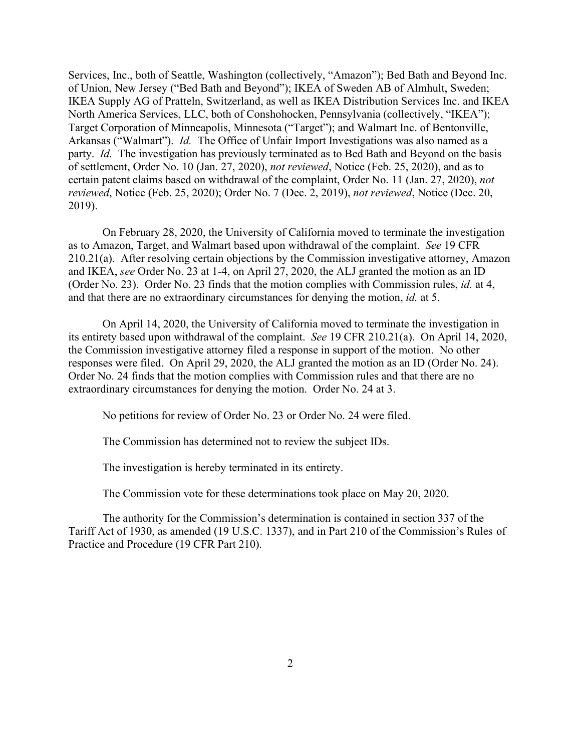Services, Inc., both of Seattle, Washington (collectively, "Amazon"); Bed Bath and Beyond Inc. of Union, New Jersey ("Bed Bath and Beyond"); IKEA of Sweden AB of Almhult, Sweden; IKEA Supply AG of Pratteln, Switzerland, as well as IKEA Distribution Services Inc. and IKEA North America Services, LLC, both of Conshohocken, Pennsylvania (collectively, "IKEA"); Target Corporation of Minneapolis, Minnesota ("Target"); and Walmart Inc. of Bentonville, Arkansas ("Walmart"). *Id.* The Office of Unfair Import Investigations was also named as a party. *Id.* The investigation has previously terminated as to Bed Bath and Beyond on the basis of settlement, Order No. 10 (Jan. 27, 2020), *not reviewed*, Notice (Feb. 25, 2020), and as to certain patent claims based on withdrawal of the complaint, Order No. 11 (Jan. 27, 2020), *not reviewed*, Notice (Feb. 25, 2020); Order No. 7 (Dec. 2, 2019), *not reviewed*, Notice (Dec. 20, 2019).

On February 28, 2020, the University of California moved to terminate the investigation as to Amazon, Target, and Walmart based upon withdrawal of the complaint. *See* 19 CFR 210.21(a). After resolving certain objections by the Commission investigative attorney, Amazon and IKEA, *see* Order No. 23 at 1-4, on April 27, 2020, the ALJ granted the motion as an ID (Order No. 23). Order No. 23 finds that the motion complies with Commission rules, *id.* at 4, and that there are no extraordinary circumstances for denying the motion, *id.* at 5.

On April 14, 2020, the University of California moved to terminate the investigation in its entirety based upon withdrawal of the complaint. *See* 19 CFR 210.21(a). On April 14, 2020, the Commission investigative attorney filed a response in support of the motion. No other responses were filed. On April 29, 2020, the ALJ granted the motion as an ID (Order No. 24). Order No. 24 finds that the motion complies with Commission rules and that there are no extraordinary circumstances for denying the motion. Order No. 24 at 3.

No petitions for review of Order No. 23 or Order No. 24 were filed.

The Commission has determined not to review the subject IDs.

The investigation is hereby terminated in its entirety.

The Commission vote for these determinations took place on May 20, 2020.

The authority for the Commission's determination is contained in section 337 of the Tariff Act of 1930, as amended (19 U.S.C. 1337), and in Part 210 of the Commission's Rules of Practice and Procedure (19 CFR Part 210).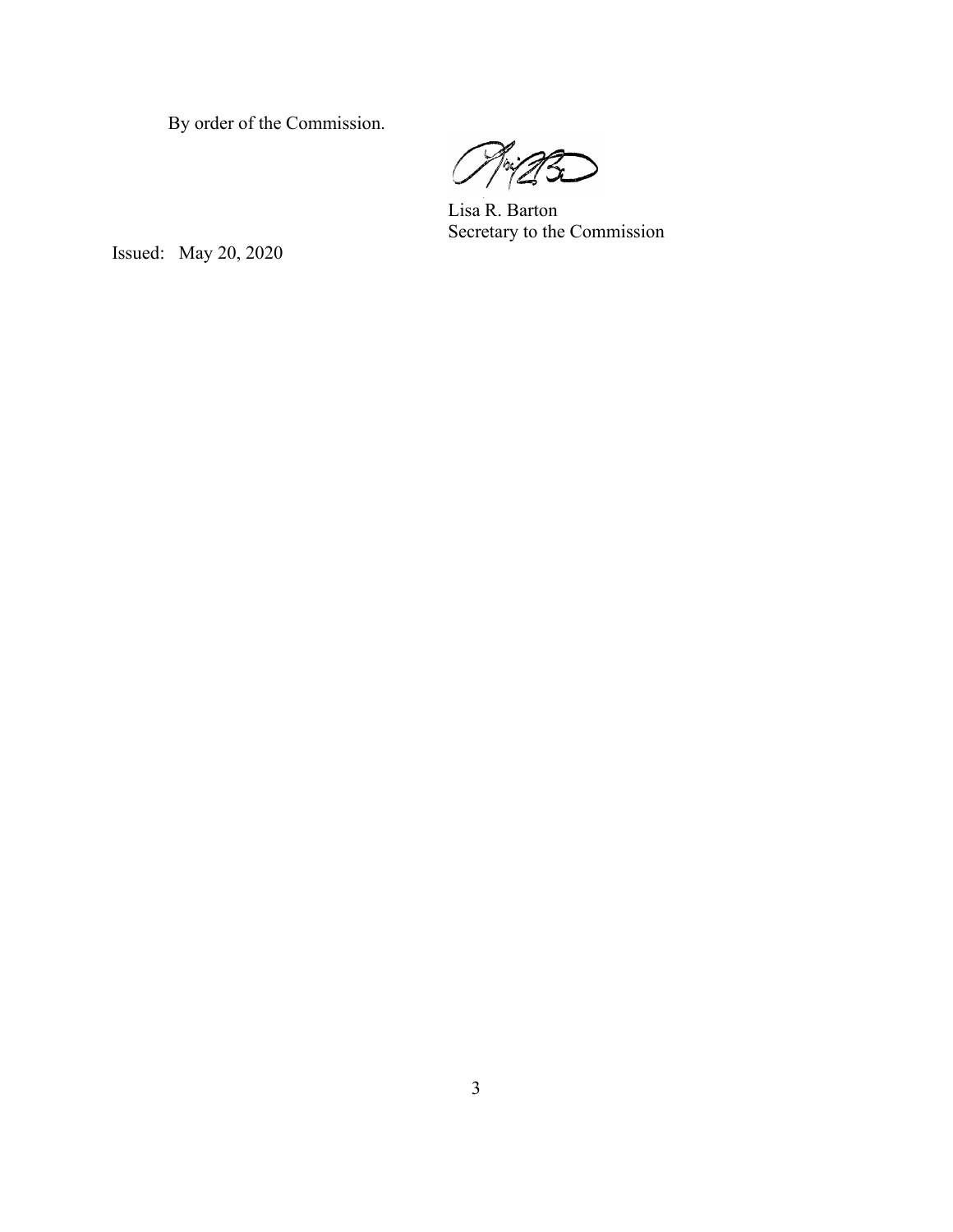By order of the Commission.

Lisa R. Barton
Secretary to the Commission

Issued: May 20, 2020